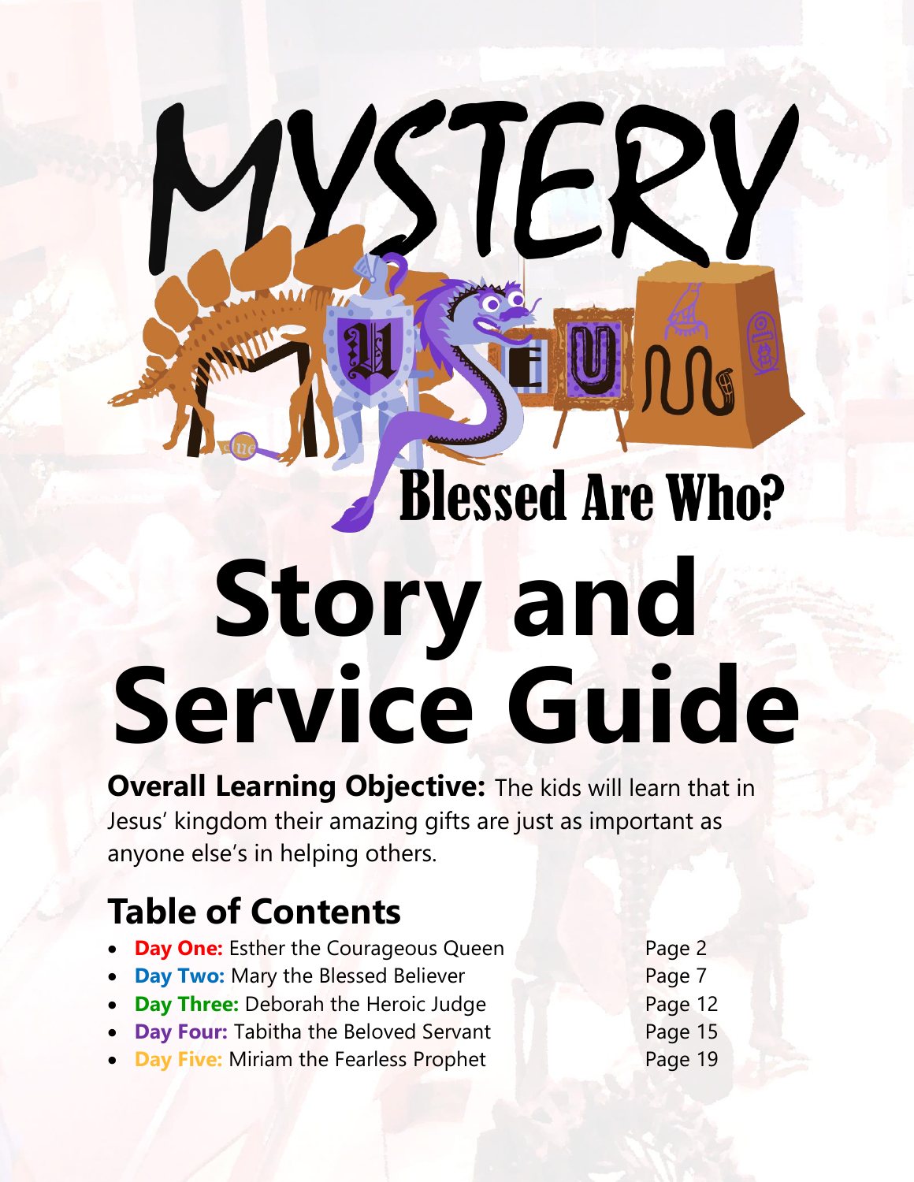# MYSTERY MUSEUM

## Blessed Are Who?

# Story and Service Guide

**Overall Learning Objective:** The kids will learn that in Jesus' kingdom their amazing gifts are just as important as anyone else's in helping others.

## Table of Contents

- **Day One:** Esther the Courageous Queen — Page 2
- **Day Two:** Mary the Blessed Believer — Page 7
- **Day Three:** Deborah the Heroic Judge — Page 12
- **Day Four:** Tabitha the Beloved Servant — Page 15
- **Day Five:** Miriam the Fearless Prophet — Page 19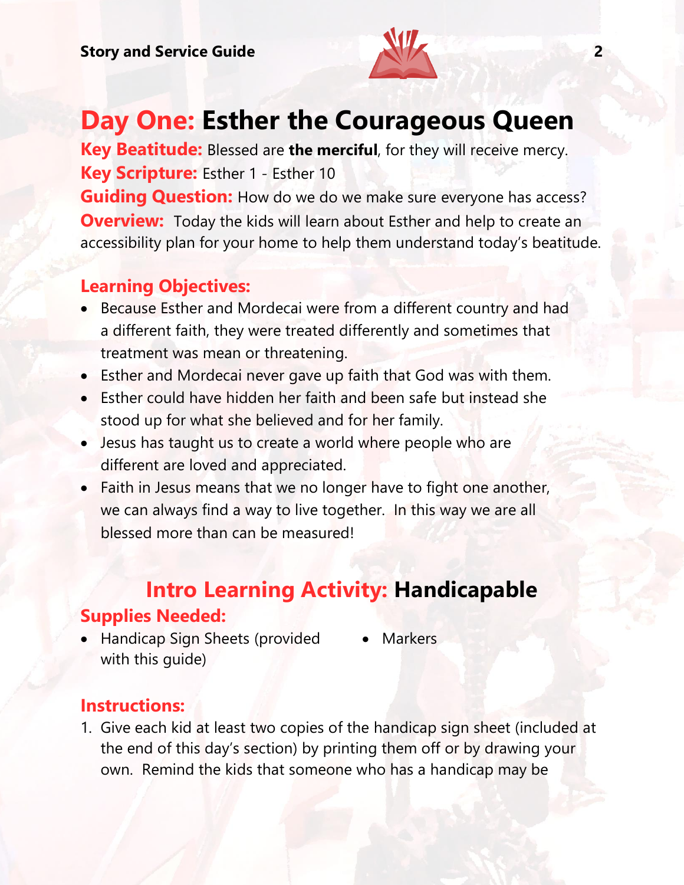# **Day One:** Esther the Courageous Queen

**Key Beatitude:** Blessed are **the merciful**, for they will receive mercy.
**Key Scripture:** Esther 1 - Esther 10
**Guiding Question:** How do we do we make sure everyone has access?
**Overview:** Today the kids will learn about Esther and help to create an accessibility plan for your home to help them understand today's beatitude.

### Learning Objectives:

- Because Esther and Mordecai were from a different country and had a different faith, they were treated differently and sometimes that treatment was mean or threatening.
- Esther and Mordecai never gave up faith that God was with them.
- Esther could have hidden her faith and been safe but instead she stood up for what she believed and for her family.
- Jesus has taught us to create a world where people who are different are loved and appreciated.
- Faith in Jesus means that we no longer have to fight one another, we can always find a way to live together. In this way we are all blessed more than can be measured!

## Intro Learning Activity: Handicapable

### Supplies Needed:

- Handicap Sign Sheets (provided with this guide)
- Markers

### Instructions:

1. Give each kid at least two copies of the handicap sign sheet (included at the end of this day's section) by printing them off or by drawing your own. Remind the kids that someone who has a handicap may be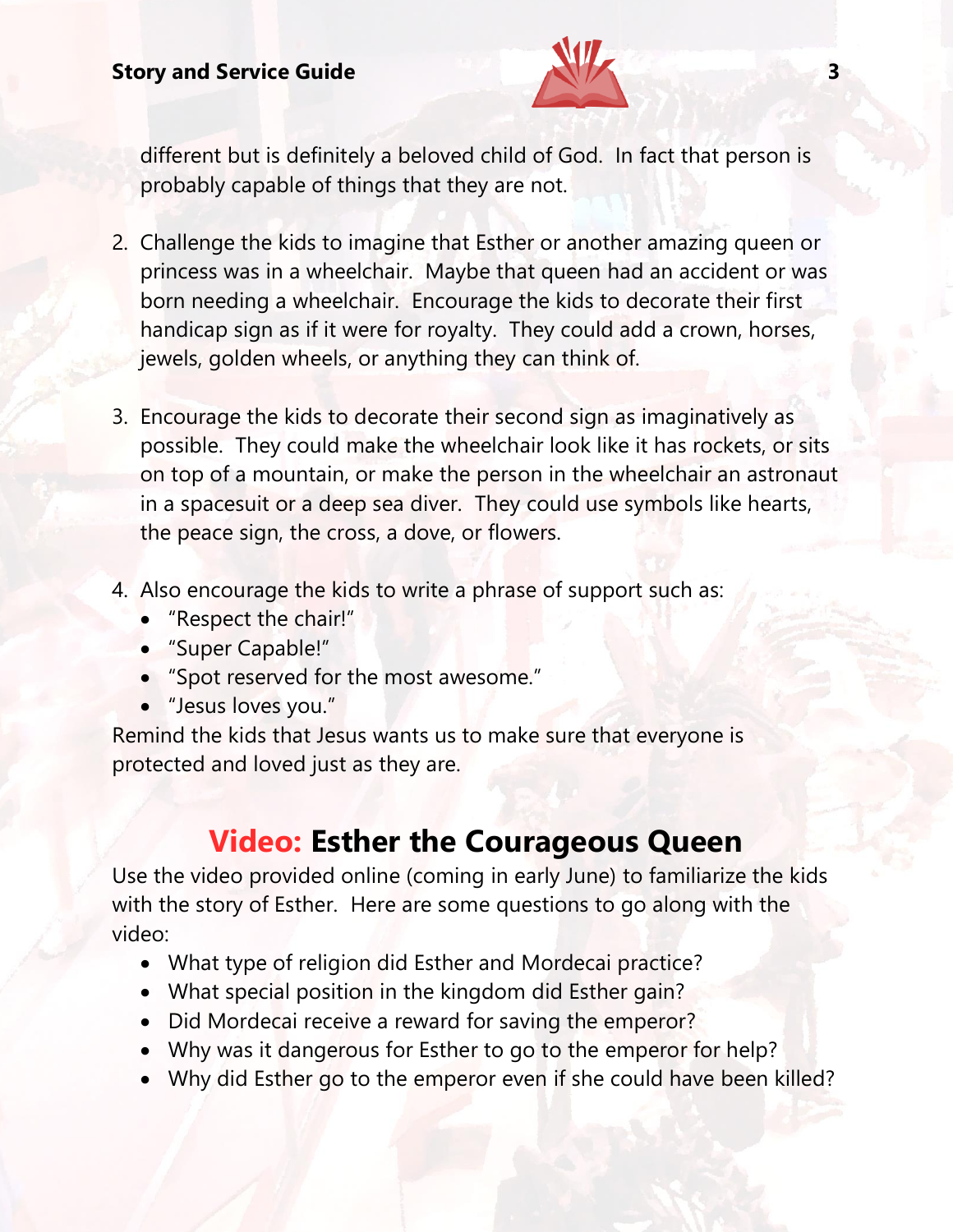different but is definitely a beloved child of God. In fact that person is probably capable of things that they are not.

2. Challenge the kids to imagine that Esther or another amazing queen or princess was in a wheelchair. Maybe that queen had an accident or was born needing a wheelchair. Encourage the kids to decorate their first handicap sign as if it were for royalty. They could add a crown, horses, jewels, golden wheels, or anything they can think of.

3. Encourage the kids to decorate their second sign as imaginatively as possible. They could make the wheelchair look like it has rockets, or sits on top of a mountain, or make the person in the wheelchair an astronaut in a spacesuit or a deep sea diver. They could use symbols like hearts, the peace sign, the cross, a dove, or flowers.

4. Also encourage the kids to write a phrase of support such as:
   - "Respect the chair!"
   - "Super Capable!"
   - "Spot reserved for the most awesome."
   - "Jesus loves you."

Remind the kids that Jesus wants us to make sure that everyone is protected and loved just as they are.

## Video: Esther the Courageous Queen

Use the video provided online (coming in early June) to familiarize the kids with the story of Esther. Here are some questions to go along with the video:

- What type of religion did Esther and Mordecai practice?
- What special position in the kingdom did Esther gain?
- Did Mordecai receive a reward for saving the emperor?
- Why was it dangerous for Esther to go to the emperor for help?
- Why did Esther go to the emperor even if she could have been killed?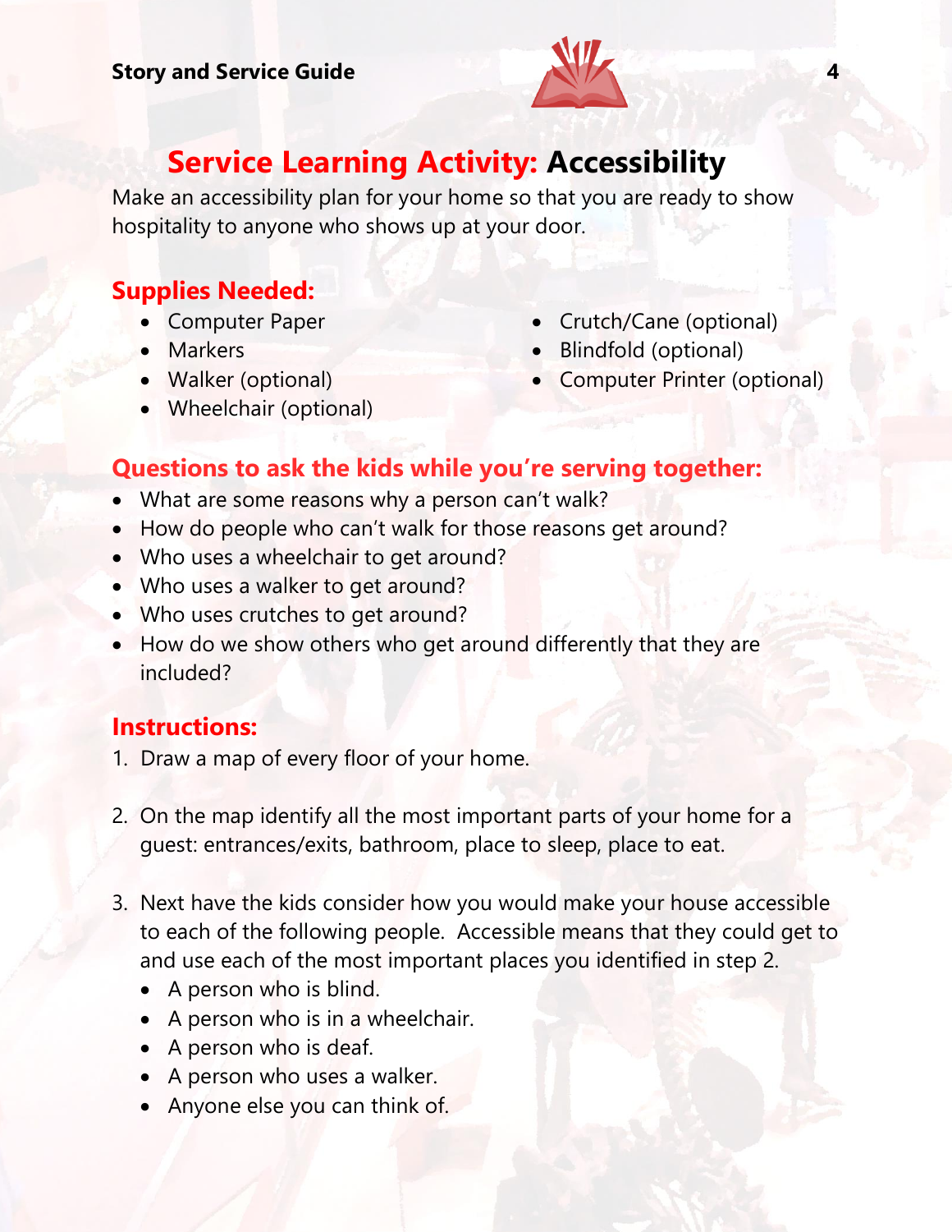## **Service Learning Activity:** Accessibility

Make an accessibility plan for your home so that you are ready to show hospitality to anyone who shows up at your door.

### Supplies Needed:

- Computer Paper
- Markers
- Walker (optional)
- Wheelchair (optional)
- Crutch/Cane (optional)
- Blindfold (optional)
- Computer Printer (optional)

### Questions to ask the kids while you're serving together:

- What are some reasons why a person can't walk?
- How do people who can't walk for those reasons get around?
- Who uses a wheelchair to get around?
- Who uses a walker to get around?
- Who uses crutches to get around?
- How do we show others who get around differently that they are included?

### Instructions:

1. Draw a map of every floor of your home.

2. On the map identify all the most important parts of your home for a guest: entrances/exits, bathroom, place to sleep, place to eat.

3. Next have the kids consider how you would make your house accessible to each of the following people. Accessible means that they could get to and use each of the most important places you identified in step 2.
   - A person who is blind.
   - A person who is in a wheelchair.
   - A person who is deaf.
   - A person who uses a walker.
   - Anyone else you can think of.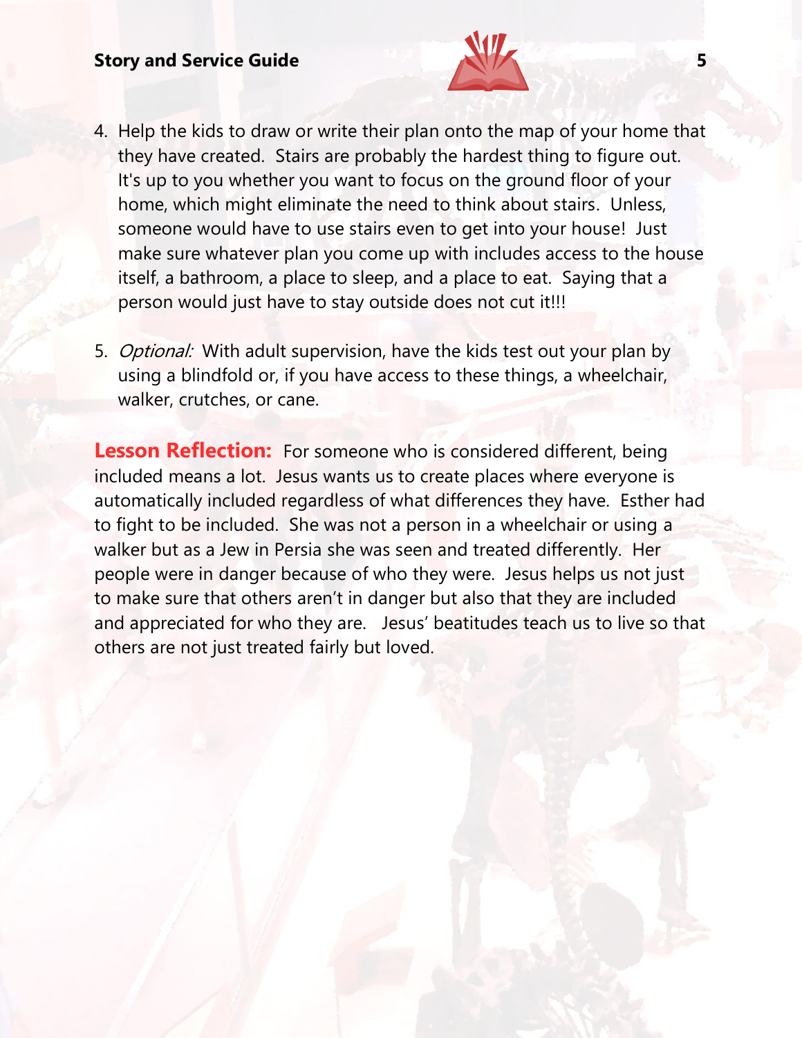4. Help the kids to draw or write their plan onto the map of your home that they have created. Stairs are probably the hardest thing to figure out. It's up to you whether you want to focus on the ground floor of your home, which might eliminate the need to think about stairs. Unless, someone would have to use stairs even to get into your house! Just make sure whatever plan you come up with includes access to the house itself, a bathroom, a place to sleep, and a place to eat. Saying that a person would just have to stay outside does not cut it!!!

5. *Optional:* With adult supervision, have the kids test out your plan by using a blindfold or, if you have access to these things, a wheelchair, walker, crutches, or cane.

**Lesson Reflection:** For someone who is considered different, being included means a lot. Jesus wants us to create places where everyone is automatically included regardless of what differences they have. Esther had to fight to be included. She was not a person in a wheelchair or using a walker but as a Jew in Persia she was seen and treated differently. Her people were in danger because of who they were. Jesus helps us not just to make sure that others aren't in danger but also that they are included and appreciated for who they are. Jesus' beatitudes teach us to live so that others are not just treated fairly but loved.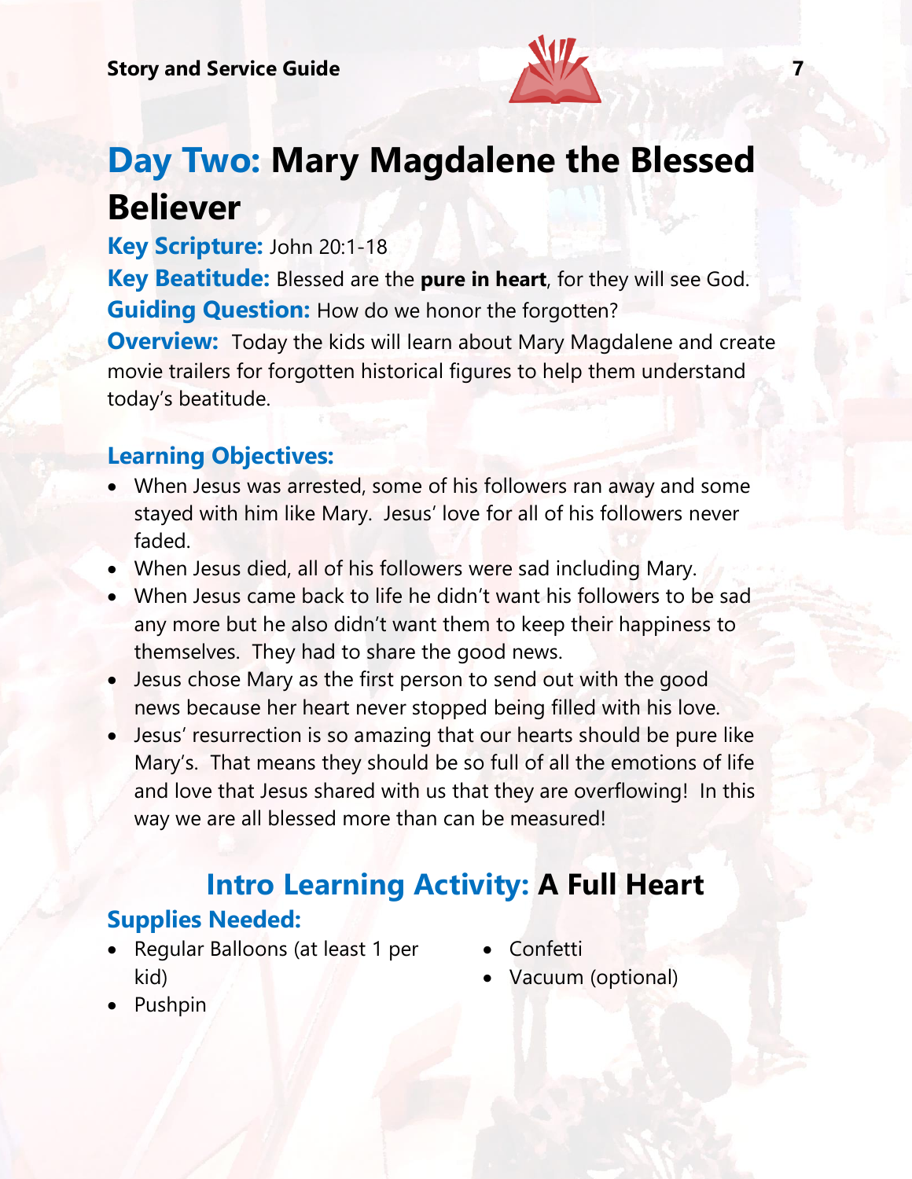# Day Two: Mary Magdalene the Blessed Believer

**Key Scripture:** John 20:1-18

**Key Beatitude:** Blessed are the **pure in heart**, for they will see God.

**Guiding Question:** How do we honor the forgotten?

**Overview:** Today the kids will learn about Mary Magdalene and create movie trailers for forgotten historical figures to help them understand today's beatitude.

## Learning Objectives:

- When Jesus was arrested, some of his followers ran away and some stayed with him like Mary. Jesus' love for all of his followers never faded.
- When Jesus died, all of his followers were sad including Mary.
- When Jesus came back to life he didn't want his followers to be sad any more but he also didn't want them to keep their happiness to themselves. They had to share the good news.
- Jesus chose Mary as the first person to send out with the good news because her heart never stopped being filled with his love.
- Jesus' resurrection is so amazing that our hearts should be pure like Mary's. That means they should be so full of all the emotions of life and love that Jesus shared with us that they are overflowing! In this way we are all blessed more than can be measured!

## Intro Learning Activity: A Full Heart

### Supplies Needed:

- Regular Balloons (at least 1 per kid)
- Pushpin
- Confetti
- Vacuum (optional)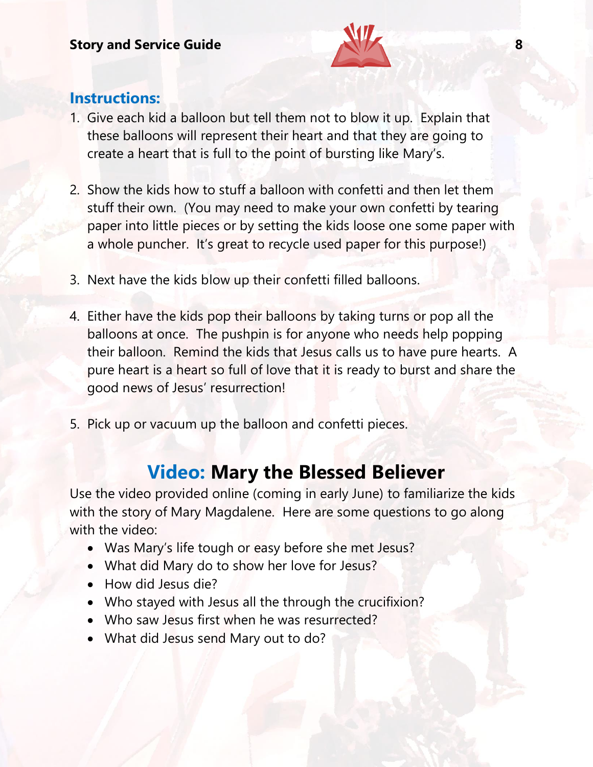## Instructions:

1. Give each kid a balloon but tell them not to blow it up. Explain that these balloons will represent their heart and that they are going to create a heart that is full to the point of bursting like Mary's.

2. Show the kids how to stuff a balloon with confetti and then let them stuff their own. (You may need to make your own confetti by tearing paper into little pieces or by setting the kids loose one some paper with a whole puncher. It's great to recycle used paper for this purpose!)

3. Next have the kids blow up their confetti filled balloons.

4. Either have the kids pop their balloons by taking turns or pop all the balloons at once. The pushpin is for anyone who needs help popping their balloon. Remind the kids that Jesus calls us to have pure hearts. A pure heart is a heart so full of love that it is ready to burst and share the good news of Jesus' resurrection!

5. Pick up or vacuum up the balloon and confetti pieces.

## Video: **Mary the Blessed Believer**

Use the video provided online (coming in early June) to familiarize the kids with the story of Mary Magdalene. Here are some questions to go along with the video:

- Was Mary's life tough or easy before she met Jesus?
- What did Mary do to show her love for Jesus?
- How did Jesus die?
- Who stayed with Jesus all the through the crucifixion?
- Who saw Jesus first when he was resurrected?
- What did Jesus send Mary out to do?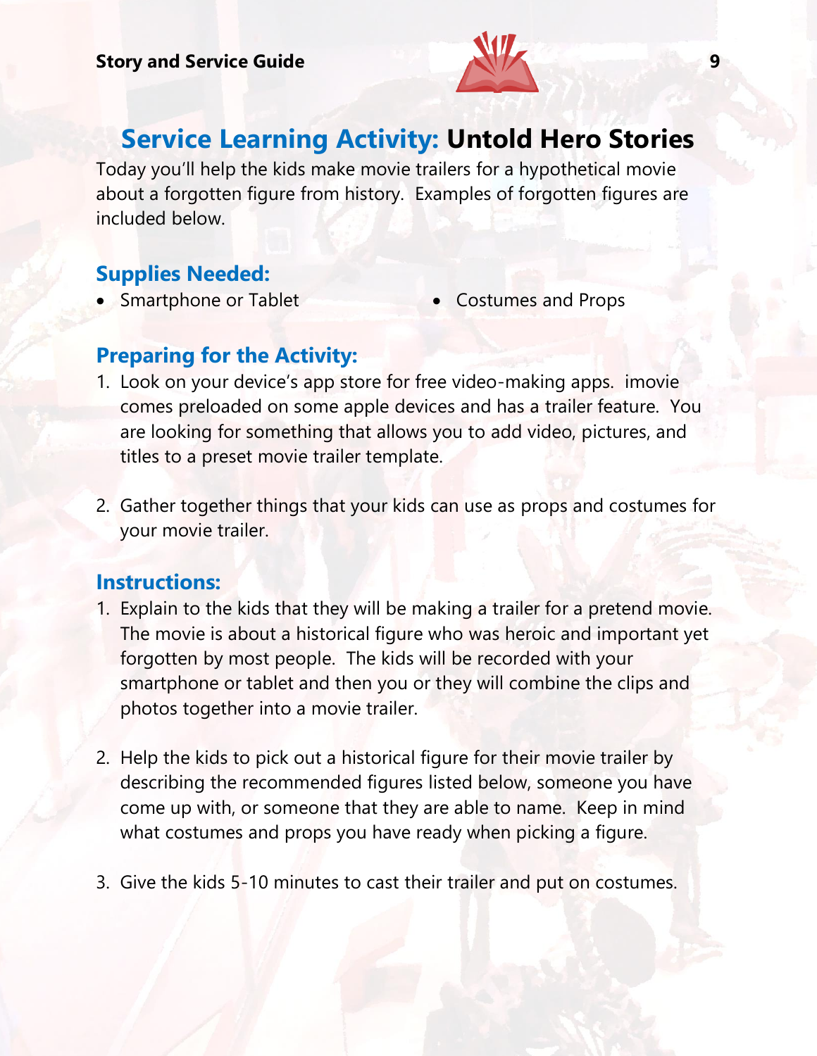# Service Learning Activity: **Untold Hero Stories**

Today you'll help the kids make movie trailers for a hypothetical movie about a forgotten figure from history. Examples of forgotten figures are included below.

## Supplies Needed:

- Smartphone or Tablet
- Costumes and Props

## Preparing for the Activity:

1. Look on your device's app store for free video-making apps. imovie comes preloaded on some apple devices and has a trailer feature. You are looking for something that allows you to add video, pictures, and titles to a preset movie trailer template.

2. Gather together things that your kids can use as props and costumes for your movie trailer.

## Instructions:

1. Explain to the kids that they will be making a trailer for a pretend movie. The movie is about a historical figure who was heroic and important yet forgotten by most people. The kids will be recorded with your smartphone or tablet and then you or they will combine the clips and photos together into a movie trailer.

2. Help the kids to pick out a historical figure for their movie trailer by describing the recommended figures listed below, someone you have come up with, or someone that they are able to name. Keep in mind what costumes and props you have ready when picking a figure.

3. Give the kids 5-10 minutes to cast their trailer and put on costumes.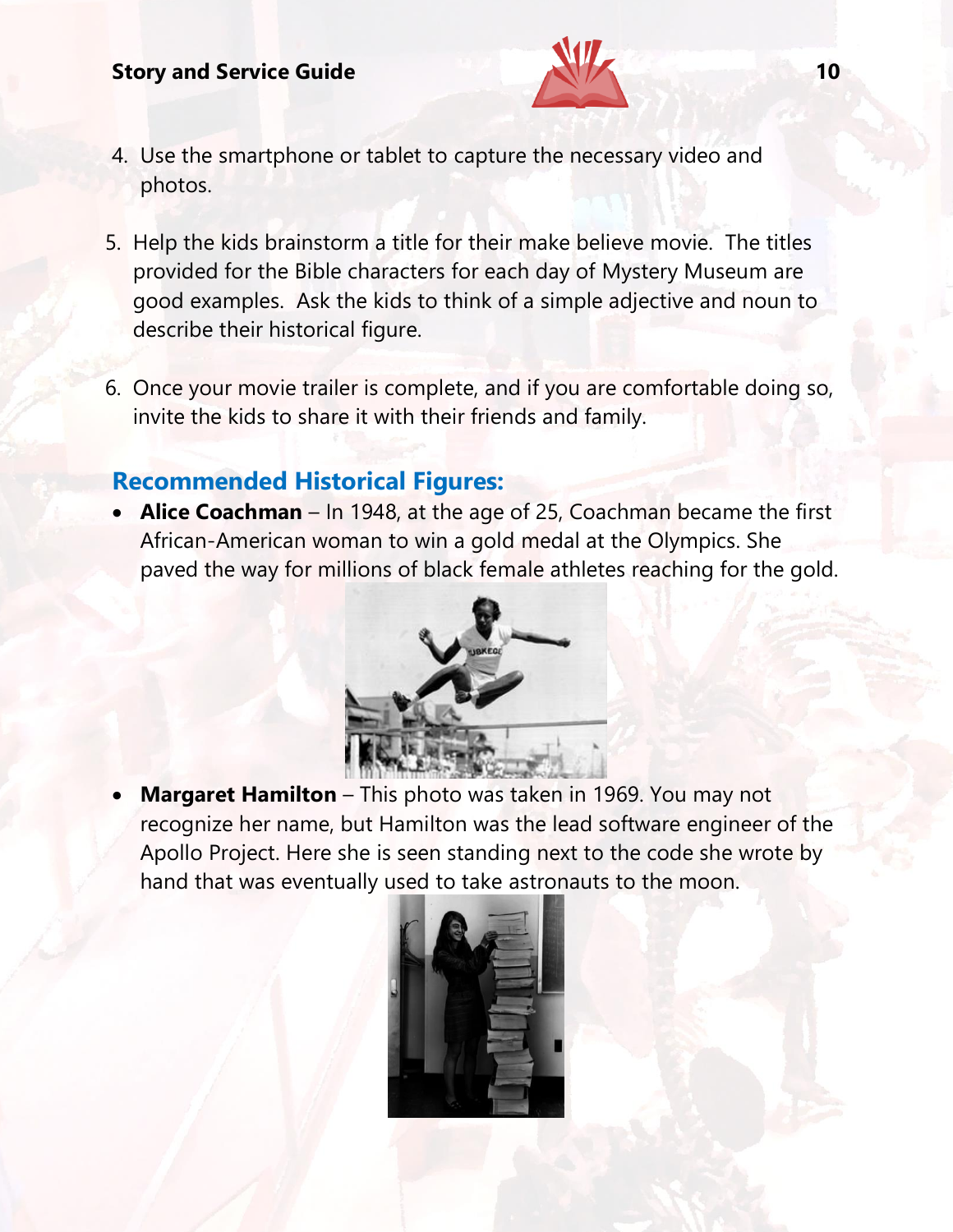4. Use the smartphone or tablet to capture the necessary video and photos.

5. Help the kids brainstorm a title for their make believe movie. The titles provided for the Bible characters for each day of Mystery Museum are good examples. Ask the kids to think of a simple adjective and noun to describe their historical figure.

6. Once your movie trailer is complete, and if you are comfortable doing so, invite the kids to share it with their friends and family.

## Recommended Historical Figures:

- **Alice Coachman** – In 1948, at the age of 25, Coachman became the first African-American woman to win a gold medal at the Olympics. She paved the way for millions of black female athletes reaching for the gold.

- **Margaret Hamilton** – This photo was taken in 1969. You may not recognize her name, but Hamilton was the lead software engineer of the Apollo Project. Here she is seen standing next to the code she wrote by hand that was eventually used to take astronauts to the moon.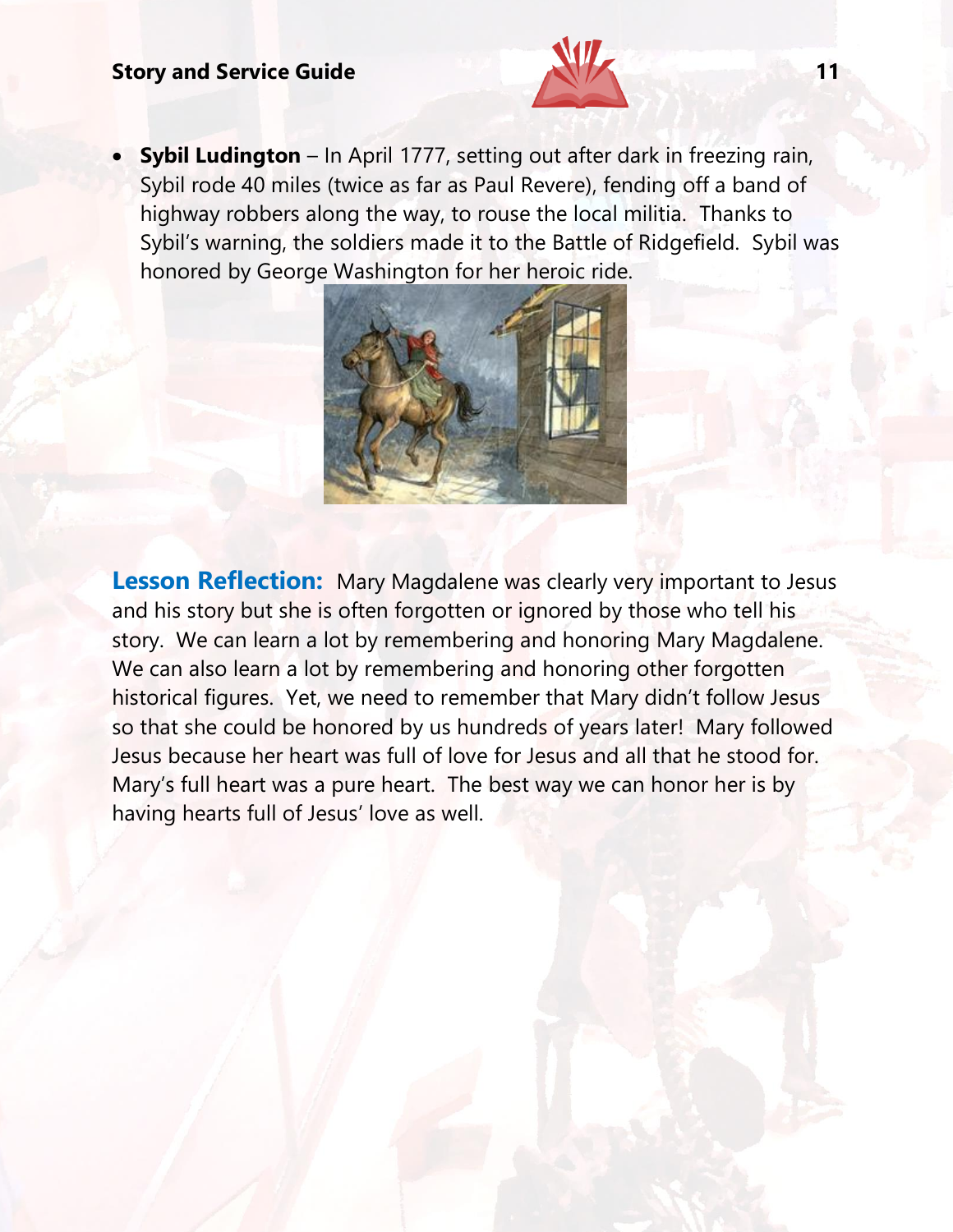- **Sybil Ludington** – In April 1777, setting out after dark in freezing rain, Sybil rode 40 miles (twice as far as Paul Revere), fending off a band of highway robbers along the way, to rouse the local militia. Thanks to Sybil's warning, the soldiers made it to the Battle of Ridgefield. Sybil was honored by George Washington for her heroic ride.

**Lesson Reflection:** Mary Magdalene was clearly very important to Jesus and his story but she is often forgotten or ignored by those who tell his story. We can learn a lot by remembering and honoring Mary Magdalene. We can also learn a lot by remembering and honoring other forgotten historical figures. Yet, we need to remember that Mary didn't follow Jesus so that she could be honored by us hundreds of years later! Mary followed Jesus because her heart was full of love for Jesus and all that he stood for. Mary's full heart was a pure heart. The best way we can honor her is by having hearts full of Jesus' love as well.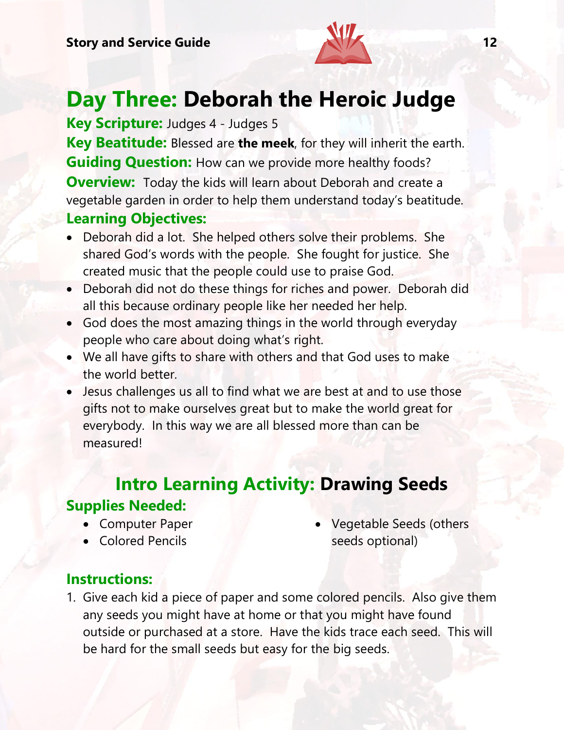# Day Three: Deborah the Heroic Judge

**Key Scripture:** Judges 4 - Judges 5

**Key Beatitude:** Blessed are **the meek**, for they will inherit the earth.

**Guiding Question:** How can we provide more healthy foods?

**Overview:** Today the kids will learn about Deborah and create a vegetable garden in order to help them understand today's beatitude.

**Learning Objectives:**

- Deborah did a lot. She helped others solve their problems. She shared God's words with the people. She fought for justice. She created music that the people could use to praise God.
- Deborah did not do these things for riches and power. Deborah did all this because ordinary people like her needed her help.
- God does the most amazing things in the world through everyday people who care about doing what's right.
- We all have gifts to share with others and that God uses to make the world better.
- Jesus challenges us all to find what we are best at and to use those gifts not to make ourselves great but to make the world great for everybody. In this way we are all blessed more than can be measured!

## Intro Learning Activity: Drawing Seeds

**Supplies Needed:**

- Computer Paper
- Colored Pencils
- Vegetable Seeds (others seeds optional)

**Instructions:**

1. Give each kid a piece of paper and some colored pencils. Also give them any seeds you might have at home or that you might have found outside or purchased at a store. Have the kids trace each seed. This will be hard for the small seeds but easy for the big seeds.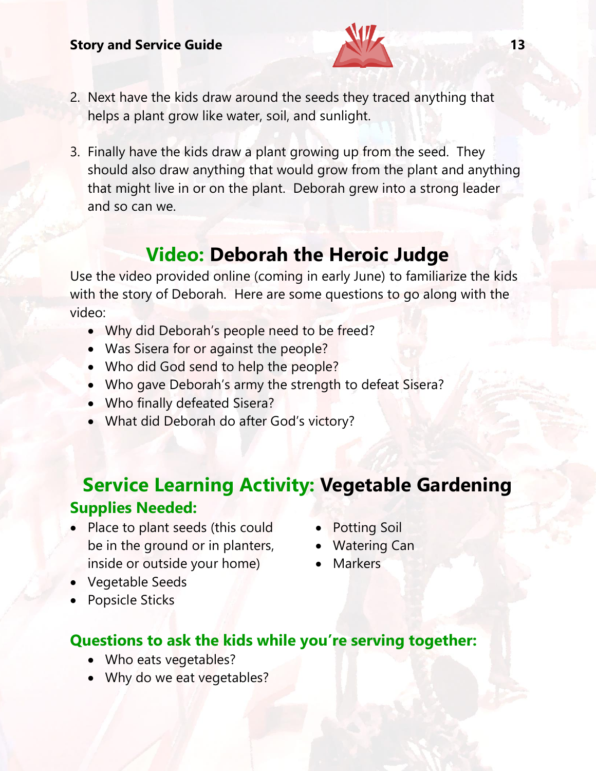2. Next have the kids draw around the seeds they traced anything that helps a plant grow like water, soil, and sunlight.

3. Finally have the kids draw a plant growing up from the seed. They should also draw anything that would grow from the plant and anything that might live in or on the plant. Deborah grew into a strong leader and so can we.

## Video: Deborah the Heroic Judge

Use the video provided online (coming in early June) to familiarize the kids with the story of Deborah. Here are some questions to go along with the video:

- Why did Deborah's people need to be freed?
- Was Sisera for or against the people?
- Who did God send to help the people?
- Who gave Deborah's army the strength to defeat Sisera?
- Who finally defeated Sisera?
- What did Deborah do after God's victory?

## Service Learning Activity: Vegetable Gardening

### Supplies Needed:

- Place to plant seeds (this could be in the ground or in planters, inside or outside your home)
- Vegetable Seeds
- Popsicle Sticks
- Potting Soil
- Watering Can
- Markers

### Questions to ask the kids while you're serving together:

- Who eats vegetables?
- Why do we eat vegetables?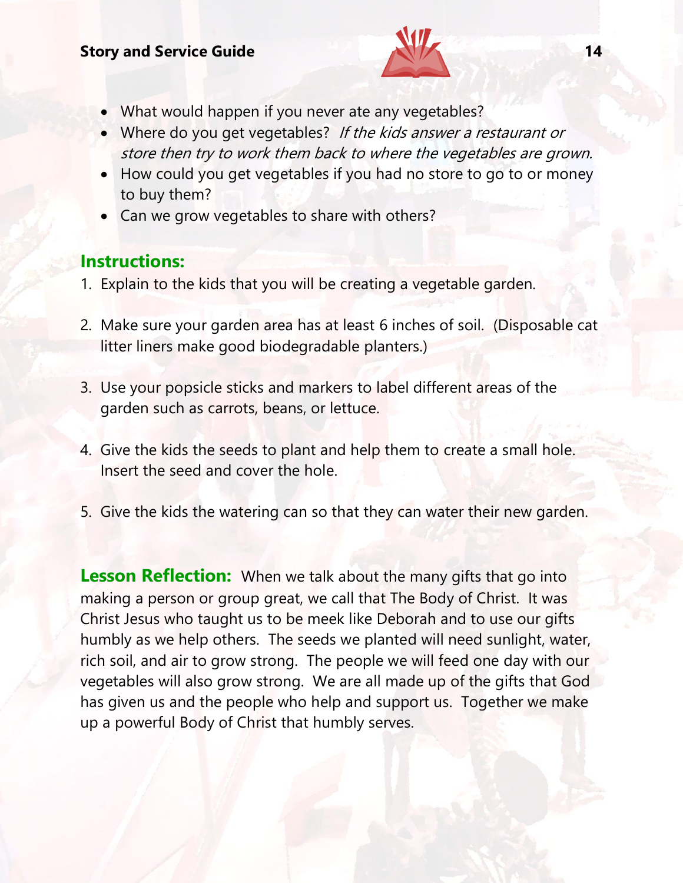- What would happen if you never ate any vegetables?
- Where do you get vegetables? *If the kids answer a restaurant or store then try to work them back to where the vegetables are grown.*
- How could you get vegetables if you had no store to go to or money to buy them?
- Can we grow vegetables to share with others?

## Instructions:

1. Explain to the kids that you will be creating a vegetable garden.

2. Make sure your garden area has at least 6 inches of soil. (Disposable cat litter liners make good biodegradable planters.)

3. Use your popsicle sticks and markers to label different areas of the garden such as carrots, beans, or lettuce.

4. Give the kids the seeds to plant and help them to create a small hole. Insert the seed and cover the hole.

5. Give the kids the watering can so that they can water their new garden.

**Lesson Reflection:** When we talk about the many gifts that go into making a person or group great, we call that The Body of Christ. It was Christ Jesus who taught us to be meek like Deborah and to use our gifts humbly as we help others. The seeds we planted will need sunlight, water, rich soil, and air to grow strong. The people we will feed one day with our vegetables will also grow strong. We are all made up of the gifts that God has given us and the people who help and support us. Together we make up a powerful Body of Christ that humbly serves.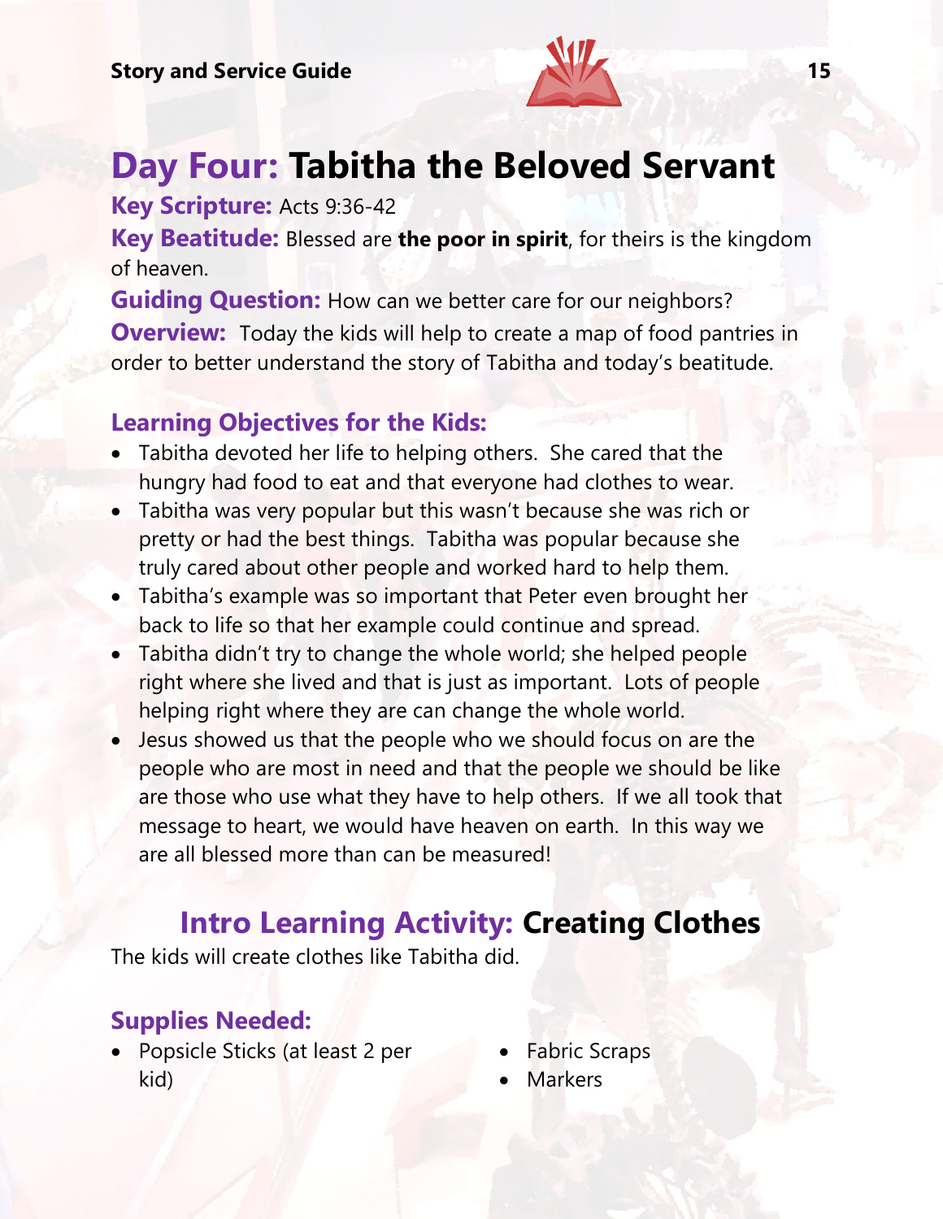# Day Four: Tabitha the Beloved Servant

**Key Scripture:** Acts 9:36-42

**Key Beatitude:** Blessed are **the poor in spirit**, for theirs is the kingdom of heaven.

**Guiding Question:** How can we better care for our neighbors?

**Overview:** Today the kids will help to create a map of food pantries in order to better understand the story of Tabitha and today's beatitude.

## Learning Objectives for the Kids:

- Tabitha devoted her life to helping others. She cared that the hungry had food to eat and that everyone had clothes to wear.
- Tabitha was very popular but this wasn't because she was rich or pretty or had the best things. Tabitha was popular because she truly cared about other people and worked hard to help them.
- Tabitha's example was so important that Peter even brought her back to life so that her example could continue and spread.
- Tabitha didn't try to change the whole world; she helped people right where she lived and that is just as important. Lots of people helping right where they are can change the whole world.
- Jesus showed us that the people who we should focus on are the people who are most in need and that the people we should be like are those who use what they have to help others. If we all took that message to heart, we would have heaven on earth. In this way we are all blessed more than can be measured!

## Intro Learning Activity: Creating Clothes

The kids will create clothes like Tabitha did.

### Supplies Needed:

- Popsicle Sticks (at least 2 per kid)
- Fabric Scraps
- Markers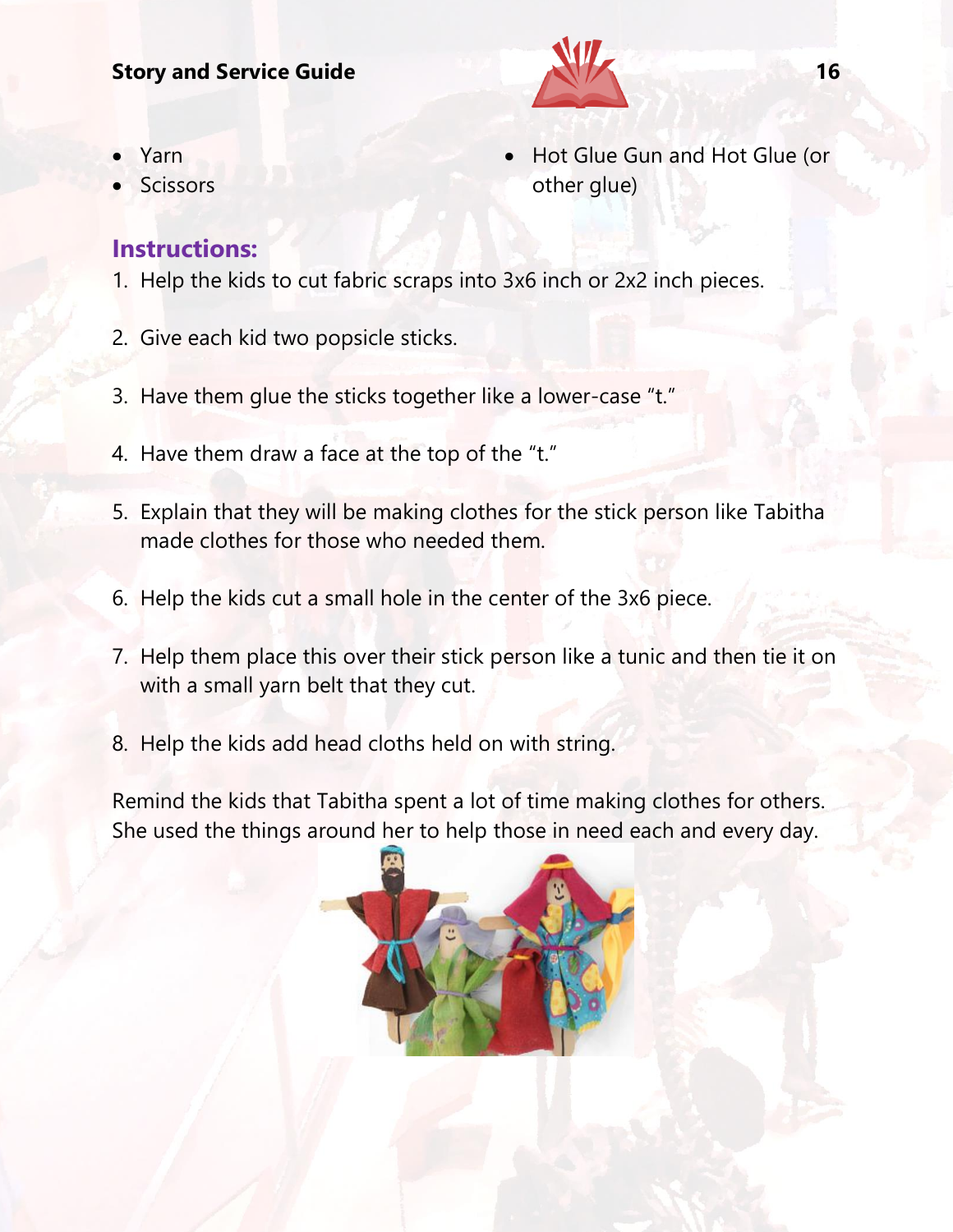- Yarn
- Scissors
- Hot Glue Gun and Hot Glue (or other glue)

### Instructions:

1. Help the kids to cut fabric scraps into 3x6 inch or 2x2 inch pieces.
2. Give each kid two popsicle sticks.
3. Have them glue the sticks together like a lower-case "t."
4. Have them draw a face at the top of the "t."
5. Explain that they will be making clothes for the stick person like Tabitha made clothes for those who needed them.
6. Help the kids cut a small hole in the center of the 3x6 piece.
7. Help them place this over their stick person like a tunic and then tie it on with a small yarn belt that they cut.
8. Help the kids add head cloths held on with string.

Remind the kids that Tabitha spent a lot of time making clothes for others. She used the things around her to help those in need each and every day.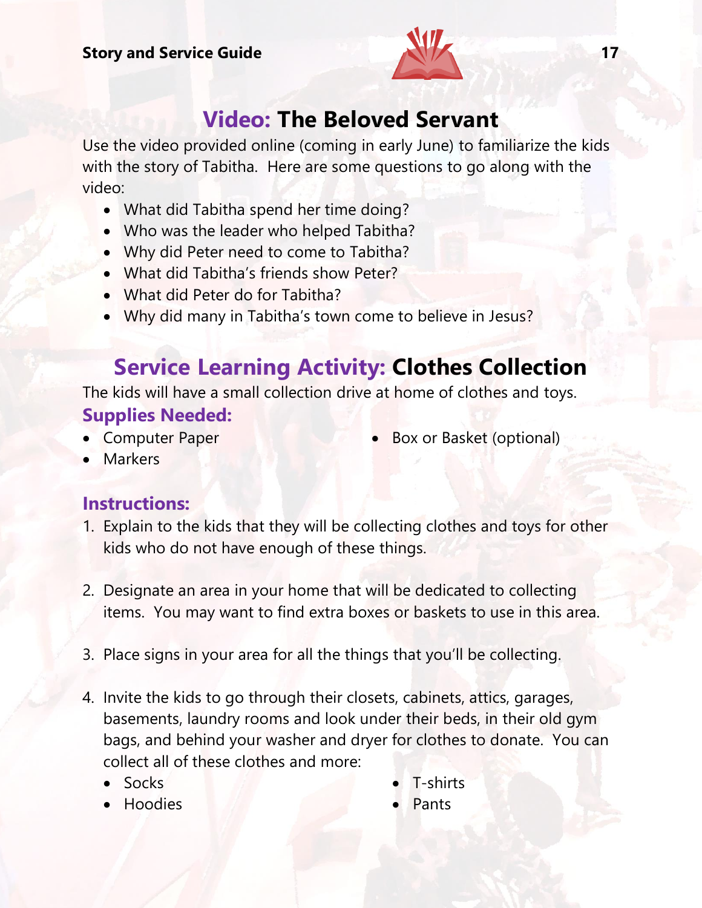## Video: The Beloved Servant

Use the video provided online (coming in early June) to familiarize the kids with the story of Tabitha. Here are some questions to go along with the video:

- What did Tabitha spend her time doing?
- Who was the leader who helped Tabitha?
- Why did Peter need to come to Tabitha?
- What did Tabitha's friends show Peter?
- What did Peter do for Tabitha?
- Why did many in Tabitha's town come to believe in Jesus?

## Service Learning Activity: Clothes Collection

The kids will have a small collection drive at home of clothes and toys.

### Supplies Needed:

- Computer Paper
- Markers
- Box or Basket (optional)

### Instructions:

1. Explain to the kids that they will be collecting clothes and toys for other kids who do not have enough of these things.

2. Designate an area in your home that will be dedicated to collecting items. You may want to find extra boxes or baskets to use in this area.

3. Place signs in your area for all the things that you'll be collecting.

4. Invite the kids to go through their closets, cabinets, attics, garages, basements, laundry rooms and look under their beds, in their old gym bags, and behind your washer and dryer for clothes to donate. You can collect all of these clothes and more:
   - Socks
   - Hoodies
   - T-shirts
   - Pants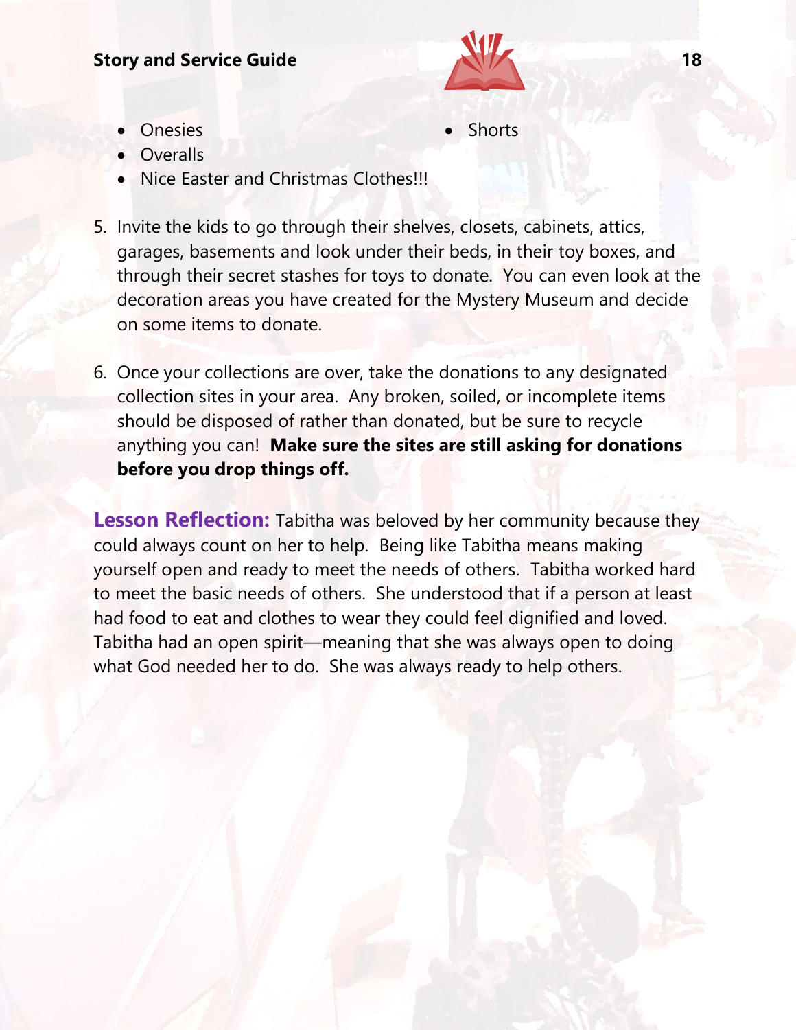- Onesies
- Overalls
- Nice Easter and Christmas Clothes!!!
- Shorts

5. Invite the kids to go through their shelves, closets, cabinets, attics, garages, basements and look under their beds, in their toy boxes, and through their secret stashes for toys to donate. You can even look at the decoration areas you have created for the Mystery Museum and decide on some items to donate.

6. Once your collections are over, take the donations to any designated collection sites in your area. Any broken, soiled, or incomplete items should be disposed of rather than donated, but be sure to recycle anything you can! **Make sure the sites are still asking for donations before you drop things off.**

**Lesson Reflection:** Tabitha was beloved by her community because they could always count on her to help. Being like Tabitha means making yourself open and ready to meet the needs of others. Tabitha worked hard to meet the basic needs of others. She understood that if a person at least had food to eat and clothes to wear they could feel dignified and loved. Tabitha had an open spirit—meaning that she was always open to doing what God needed her to do. She was always ready to help others.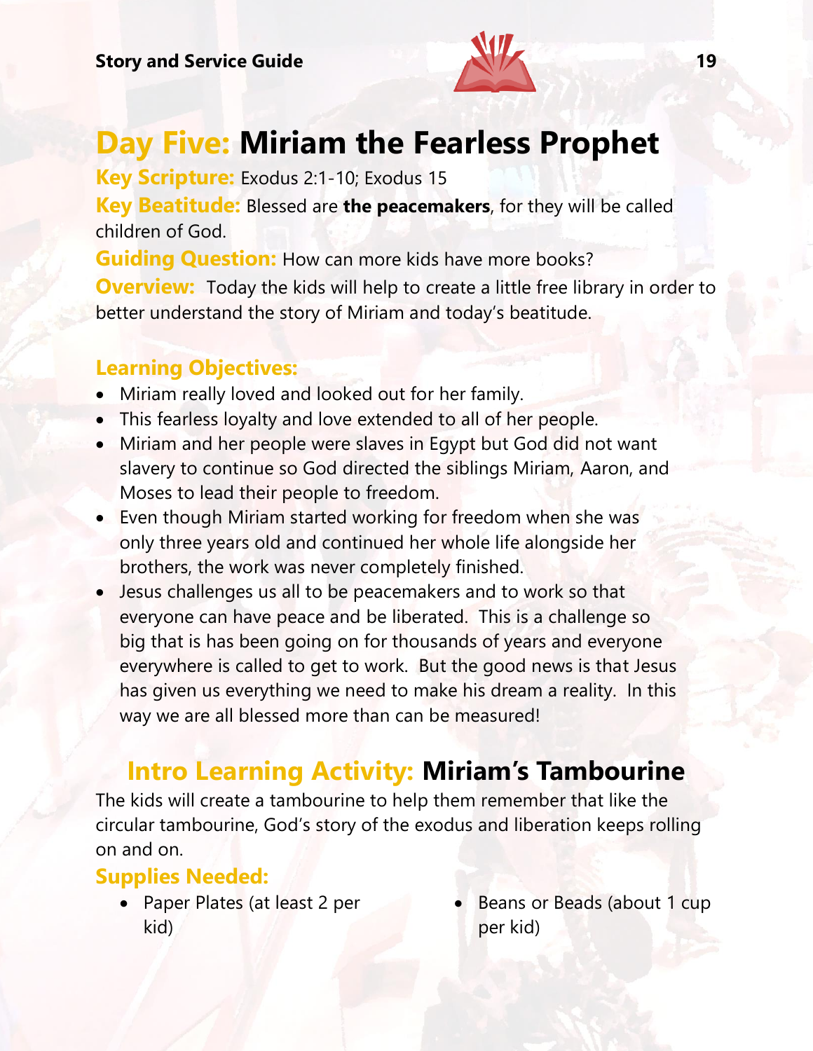# Day Five: Miriam the Fearless Prophet

**Key Scripture:** Exodus 2:1-10; Exodus 15

**Key Beatitude:** Blessed are **the peacemakers**, for they will be called children of God.

**Guiding Question:** How can more kids have more books?

**Overview:** Today the kids will help to create a little free library in order to better understand the story of Miriam and today's beatitude.

## Learning Objectives:

- Miriam really loved and looked out for her family.
- This fearless loyalty and love extended to all of her people.
- Miriam and her people were slaves in Egypt but God did not want slavery to continue so God directed the siblings Miriam, Aaron, and Moses to lead their people to freedom.
- Even though Miriam started working for freedom when she was only three years old and continued her whole life alongside her brothers, the work was never completely finished.
- Jesus challenges us all to be peacemakers and to work so that everyone can have peace and be liberated. This is a challenge so big that is has been going on for thousands of years and everyone everywhere is called to get to work. But the good news is that Jesus has given us everything we need to make his dream a reality. In this way we are all blessed more than can be measured!

## Intro Learning Activity: Miriam's Tambourine

The kids will create a tambourine to help them remember that like the circular tambourine, God's story of the exodus and liberation keeps rolling on and on.

### Supplies Needed:

- Paper Plates (at least 2 per kid)
- Beans or Beads (about 1 cup per kid)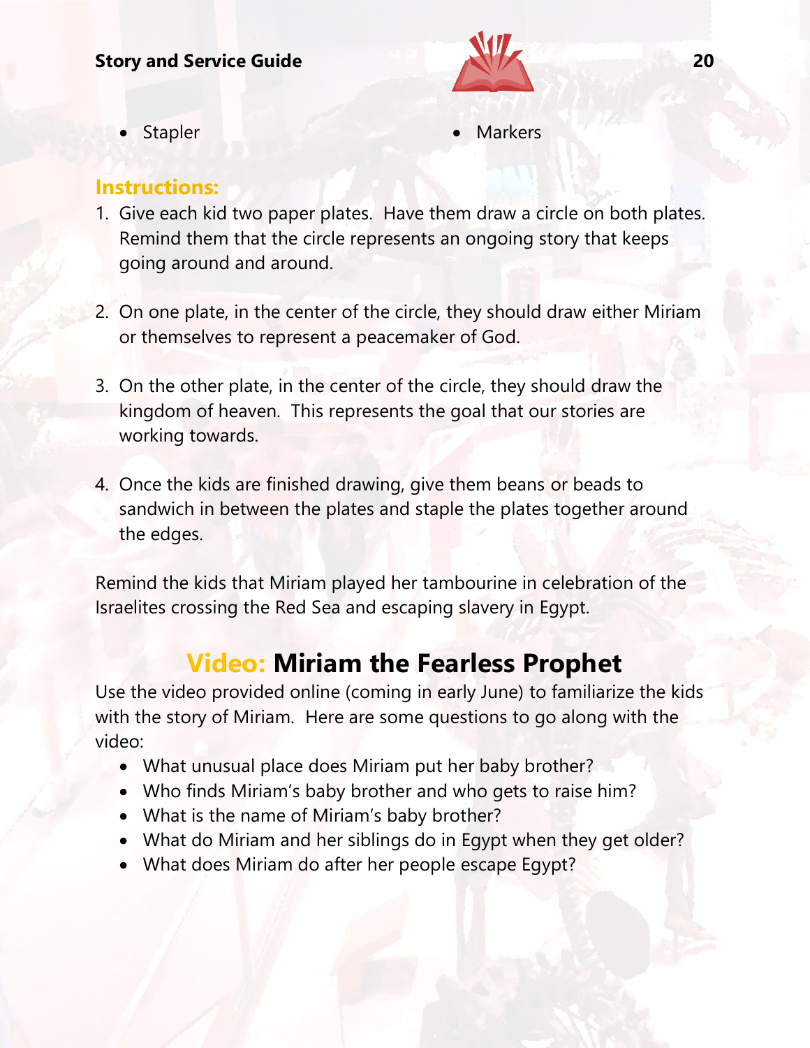- Stapler
- Markers

### Instructions:

1. Give each kid two paper plates. Have them draw a circle on both plates. Remind them that the circle represents an ongoing story that keeps going around and around.

2. On one plate, in the center of the circle, they should draw either Miriam or themselves to represent a peacemaker of God.

3. On the other plate, in the center of the circle, they should draw the kingdom of heaven. This represents the goal that our stories are working towards.

4. Once the kids are finished drawing, give them beans or beads to sandwich in between the plates and staple the plates together around the edges.

Remind the kids that Miriam played her tambourine in celebration of the Israelites crossing the Red Sea and escaping slavery in Egypt.

## Video: Miriam the Fearless Prophet

Use the video provided online (coming in early June) to familiarize the kids with the story of Miriam. Here are some questions to go along with the video:

- What unusual place does Miriam put her baby brother?
- Who finds Miriam's baby brother and who gets to raise him?
- What is the name of Miriam's baby brother?
- What do Miriam and her siblings do in Egypt when they get older?
- What does Miriam do after her people escape Egypt?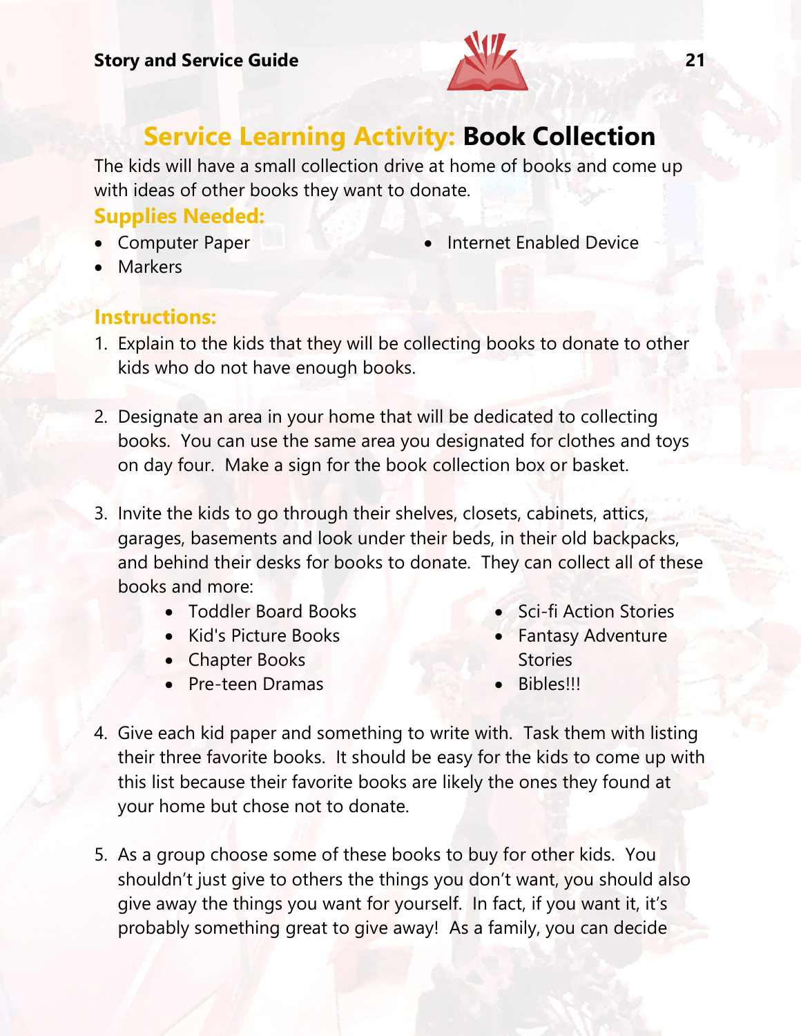# Service Learning Activity: Book Collection

The kids will have a small collection drive at home of books and come up with ideas of other books they want to donate.

## Supplies Needed:

- Computer Paper
- Markers
- Internet Enabled Device

## Instructions:

1. Explain to the kids that they will be collecting books to donate to other kids who do not have enough books.

2. Designate an area in your home that will be dedicated to collecting books. You can use the same area you designated for clothes and toys on day four. Make a sign for the book collection box or basket.

3. Invite the kids to go through their shelves, closets, cabinets, attics, garages, basements and look under their beds, in their old backpacks, and behind their desks for books to donate. They can collect all of these books and more:
   - Toddler Board Books
   - Kid's Picture Books
   - Chapter Books
   - Pre-teen Dramas
   - Sci-fi Action Stories
   - Fantasy Adventure Stories
   - Bibles!!!

4. Give each kid paper and something to write with. Task them with listing their three favorite books. It should be easy for the kids to come up with this list because their favorite books are likely the ones they found at your home but chose not to donate.

5. As a group choose some of these books to buy for other kids. You shouldn't just give to others the things you don't want, you should also give away the things you want for yourself. In fact, if you want it, it's probably something great to give away! As a family, you can decide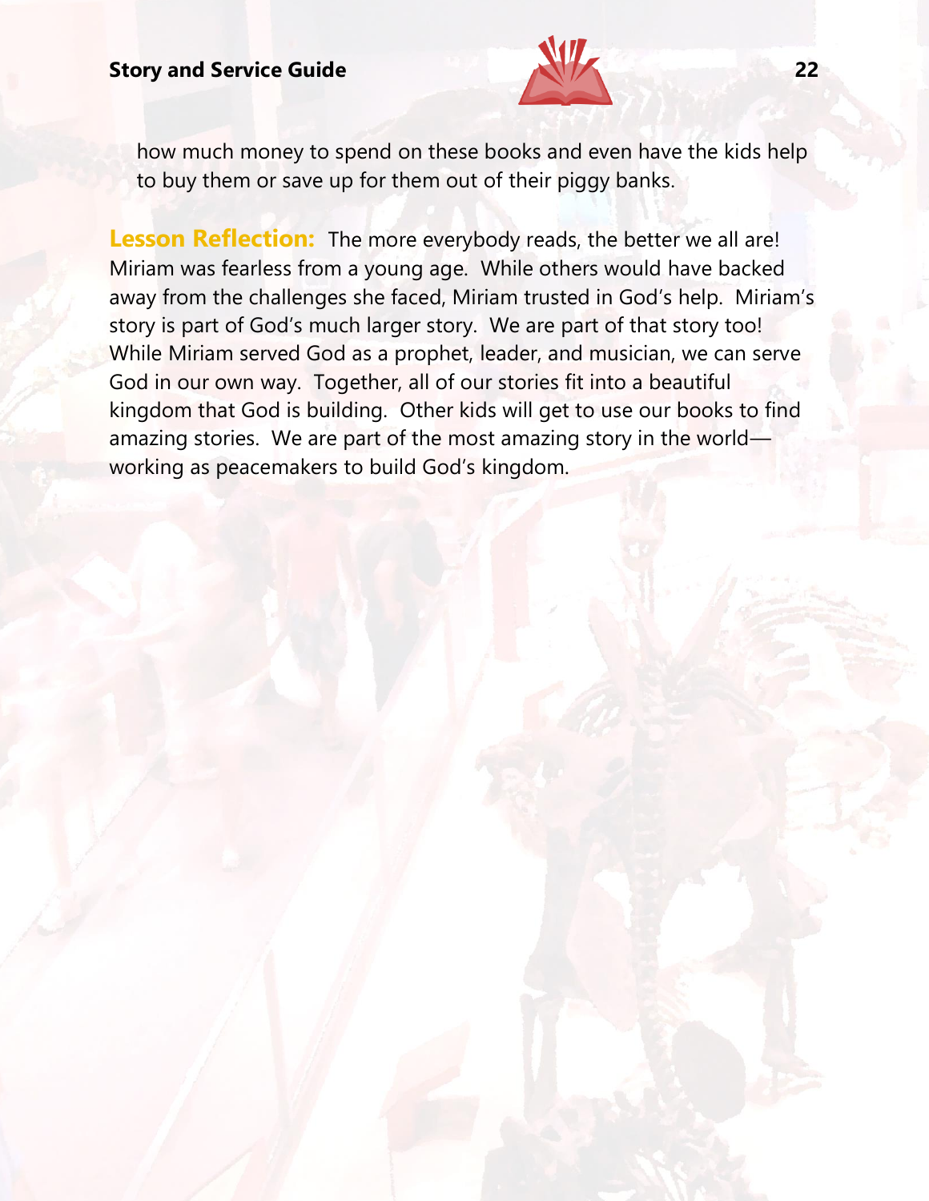how much money to spend on these books and even have the kids help to buy them or save up for them out of their piggy banks.

**Lesson Reflection:** The more everybody reads, the better we all are! Miriam was fearless from a young age. While others would have backed away from the challenges she faced, Miriam trusted in God's help. Miriam's story is part of God's much larger story. We are part of that story too! While Miriam served God as a prophet, leader, and musician, we can serve God in our own way. Together, all of our stories fit into a beautiful kingdom that God is building. Other kids will get to use our books to find amazing stories. We are part of the most amazing story in the world—working as peacemakers to build God's kingdom.